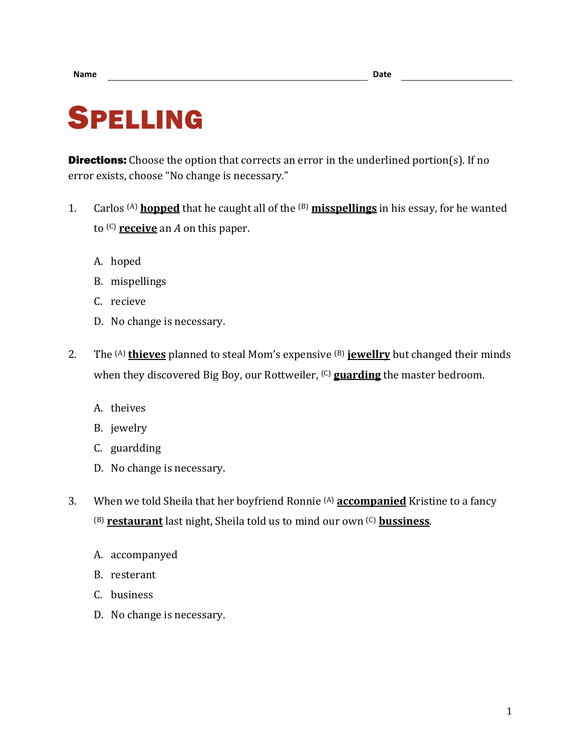Name ______________________________ Date ______________

# SPELLING

**Directions:** Choose the option that corrects an error in the underlined portion(s). If no error exists, choose "No change is necessary."

1. Carlos (A) **hopped** that he caught all of the (B) **misspellings** in his essay, for he wanted to (C) **receive** an *A* on this paper.

   A. hoped
   B. mispellings
   C. recieve
   D. No change is necessary.

2. The (A) **thieves** planned to steal Mom's expensive (B) **jewellry** but changed their minds when they discovered Big Boy, our Rottweiler, (C) **guarding** the master bedroom.

   A. theives
   B. jewelry
   C. guardding
   D. No change is necessary.

3. When we told Sheila that her boyfriend Ronnie (A) **accompanied** Kristine to a fancy (B) **restaurant** last night, Sheila told us to mind our own (C) **bussiness**.

   A. accompanyed
   B. resterant
   C. business
   D. No change is necessary.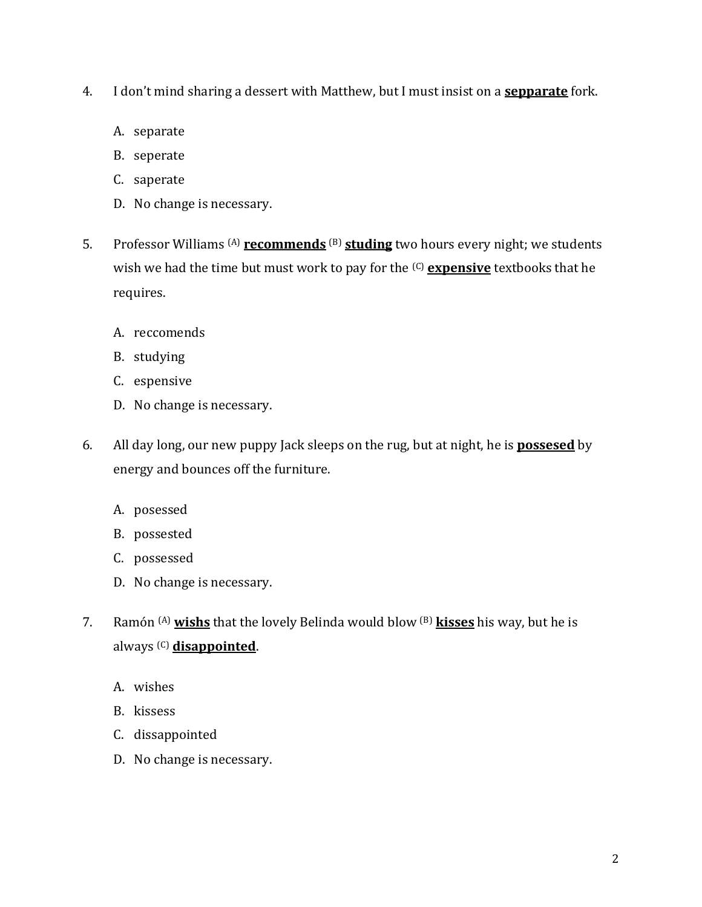4. I don't mind sharing a dessert with Matthew, but I must insist on a **<u>sepparate</u>** fork.

    A. separate

    B. seperate

    C. saperate

    D. No change is necessary.

5. Professor Williams [(A)] **<u>recommends</u>** [(B)] **<u>studing</u>** two hours every night; we students wish we had the time but must work to pay for the [(C)] **<u>expensive</u>** textbooks that he requires.

    A. reccomends

    B. studying

    C. espensive

    D. No change is necessary.

6. All day long, our new puppy Jack sleeps on the rug, but at night, he is **<u>possesed</u>** by energy and bounces off the furniture.

    A. posessed

    B. possested

    C. possessed

    D. No change is necessary.

7. Ramón [(A)] **<u>wishs</u>** that the lovely Belinda would blow [(B)] **<u>kisses</u>** his way, but he is always [(C)] **<u>disappointed</u>**.

    A. wishes

    B. kissess

    C. dissappointed

    D. No change is necessary.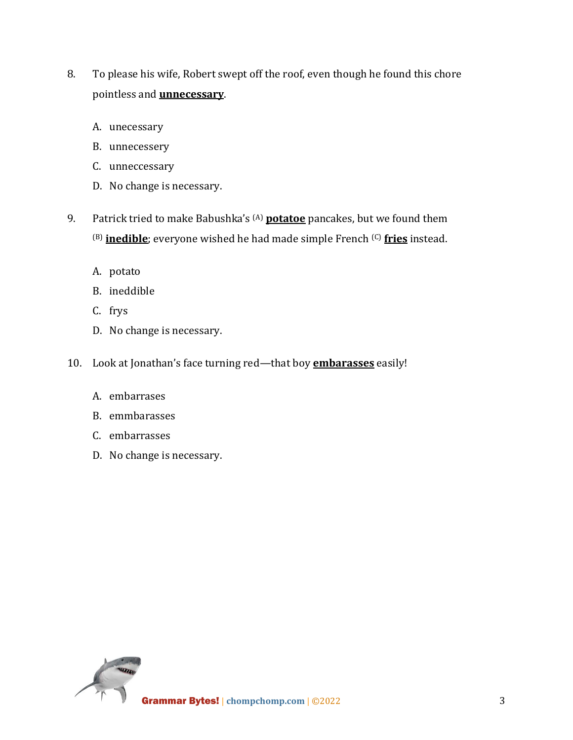8. To please his wife, Robert swept off the roof, even though he found this chore pointless and **<u>unnecessary</u>**.

   A. unecessary
   
   B. unnecessery
   
   C. unneccessary
   
   D. No change is necessary.

9. Patrick tried to make Babushka's (A) **<u>potatoe</u>** pancakes, but we found them (B) **<u>inedible</u>**; everyone wished he had made simple French (C) **<u>fries</u>** instead.

   A. potato
   
   B. ineddible
   
   C. frys
   
   D. No change is necessary.

10. Look at Jonathan's face turning red—that boy **<u>embarasses</u>** easily!

    A. embarrases
    
    B. emmbarasses
    
    C. embarrasses
    
    D. No change is necessary.